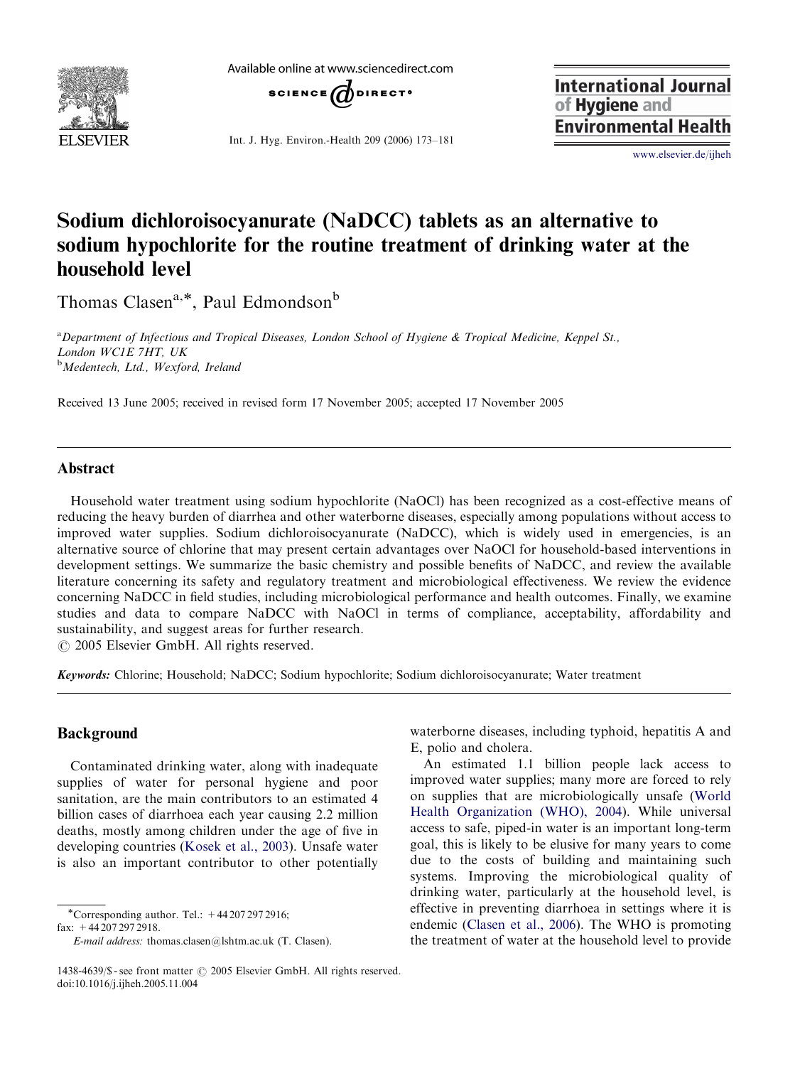# Sodium dichloroisocyanurate (NaDCC) tablets as an alternative to sodium hypochlorite for the routine treatment of drinking water at the household level

Thomas Clasen[a,*], Paul Edmondson[b]

[a]Department of Infectious and Tropical Diseases, London School of Hygiene & Tropical Medicine, Keppel St., London WC1E 7HT, UK

[b]Medentech, Ltd., Wexford, Ireland

Received 13 June 2005; received in revised form 17 November 2005; accepted 17 November 2005

## Abstract

Household water treatment using sodium hypochlorite (NaOCl) has been recognized as a cost-effective means of reducing the heavy burden of diarrhea and other waterborne diseases, especially among populations without access to improved water supplies. Sodium dichloroisocyanurate (NaDCC), which is widely used in emergencies, is an alternative source of chlorine that may present certain advantages over NaOCl for household-based interventions in development settings. We summarize the basic chemistry and possible benefits of NaDCC, and review the available literature concerning its safety and regulatory treatment and microbiological effectiveness. We review the evidence concerning NaDCC in field studies, including microbiological performance and health outcomes. Finally, we examine studies and data to compare NaDCC with NaOCl in terms of compliance, acceptability, affordability and sustainability, and suggest areas for further research.

© 2005 Elsevier GmbH. All rights reserved.

**Keywords:** Chlorine; Household; NaDCC; Sodium hypochlorite; Sodium dichloroisocyanurate; Water treatment

## Background

Contaminated drinking water, along with inadequate supplies of water for personal hygiene and poor sanitation, are the main contributors to an estimated 4 billion cases of diarrhoea each year causing 2.2 million deaths, mostly among children under the age of five in developing countries (Kosek et al., 2003). Unsafe water is also an important contributor to other potentially waterborne diseases, including typhoid, hepatitis A and E, polio and cholera.

An estimated 1.1 billion people lack access to improved water supplies; many more are forced to rely on supplies that are microbiologically unsafe (World Health Organization (WHO), 2004). While universal access to safe, piped-in water is an important long-term goal, this is likely to be elusive for many years to come due to the costs of building and maintaining such systems. Improving the microbiological quality of drinking water, particularly at the household level, is effective in preventing diarrhoea in settings where it is endemic (Clasen et al., 2006). The WHO is promoting the treatment of water at the household level to provide

*Corresponding author. Tel.: +44 207 297 2916; fax: +44 207 297 2918.
*E-mail address:* thomas.clasen@lshtm.ac.uk (T. Clasen).

1438-4639/$ - see front matter © 2005 Elsevier GmbH. All rights reserved.
doi:10.1016/j.ijheh.2005.11.004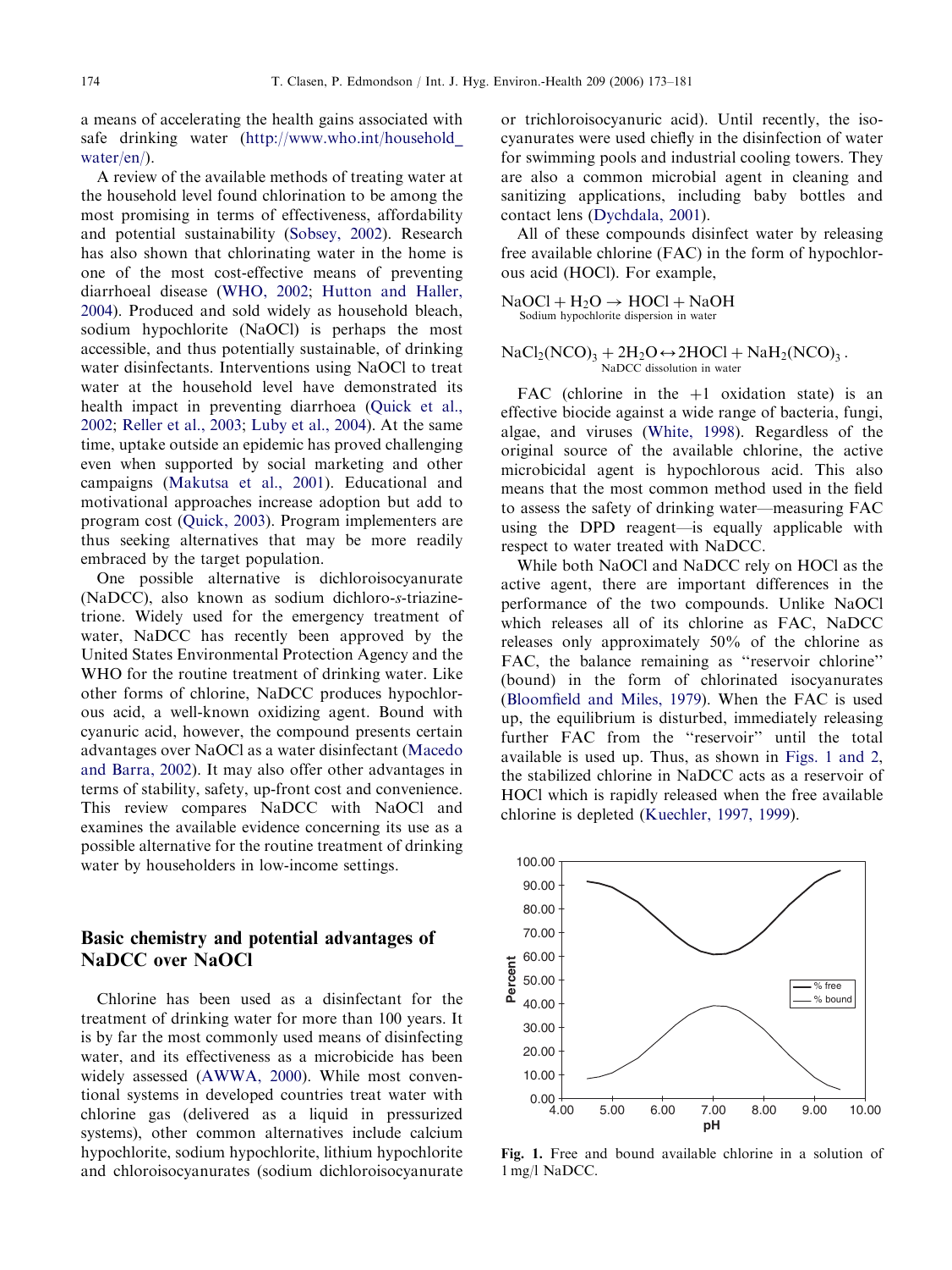a means of accelerating the health gains associated with safe drinking water (http://www.who.int/household_water/en/).

A review of the available methods of treating water at the household level found chlorination to be among the most promising in terms of effectiveness, affordability and potential sustainability (Sobsey, 2002). Research has also shown that chlorinating water in the home is one of the most cost-effective means of preventing diarrhoeal disease (WHO, 2002; Hutton and Haller, 2004). Produced and sold widely as household bleach, sodium hypochlorite (NaOCl) is perhaps the most accessible, and thus potentially sustainable, of drinking water disinfectants. Interventions using NaOCl to treat water at the household level have demonstrated its health impact in preventing diarrhoea (Quick et al., 2002; Reller et al., 2003; Luby et al., 2004). At the same time, uptake outside an epidemic has proved challenging even when supported by social marketing and other campaigns (Makutsa et al., 2001). Educational and motivational approaches increase adoption but add to program cost (Quick, 2003). Program implementers are thus seeking alternatives that may be more readily embraced by the target population.

One possible alternative is dichloroisocyanurate (NaDCC), also known as sodium dichloro-*s*-triazinetrione. Widely used for the emergency treatment of water, NaDCC has recently been approved by the United States Environmental Protection Agency and the WHO for the routine treatment of drinking water. Like other forms of chlorine, NaDCC produces hypochlorous acid, a well-known oxidizing agent. Bound with cyanuric acid, however, the compound presents certain advantages over NaOCl as a water disinfectant (Macedo and Barra, 2002). It may also offer other advantages in terms of stability, safety, up-front cost and convenience. This review compares NaDCC with NaOCl and examines the available evidence concerning its use as a possible alternative for the routine treatment of drinking water by householders in low-income settings.

## Basic chemistry and potential advantages of NaDCC over NaOCl

Chlorine has been used as a disinfectant for the treatment of drinking water for more than 100 years. It is by far the most commonly used means of disinfecting water, and its effectiveness as a microbicide has been widely assessed (AWWA, 2000). While most conventional systems in developed countries treat water with chlorine gas (delivered as a liquid in pressurized systems), other common alternatives include calcium hypochlorite, sodium hypochlorite, lithium hypochlorite and chloroisocyanurates (sodium dichloroisocyanurate or trichloroisocyanuric acid). Until recently, the isocyanurates were used chiefly in the disinfection of water for swimming pools and industrial cooling towers. They are also a common microbial agent in cleaning and sanitizing applications, including baby bottles and contact lens (Dychdala, 2001).

All of these compounds disinfect water by releasing free available chlorine (FAC) in the form of hypochlorous acid (HOCl). For example,

$$\underset{\text{Sodium hypochlorite dispersion in water}}{NaOCl + H_2O \rightarrow HOCl + NaOH}$$

$$\underset{\text{NaDCC dissolution in water}}{NaCl_2(NCO)_3 + 2H_2O \leftrightarrow 2HOCl + NaH_2(NCO)_3}.$$

FAC (chlorine in the +1 oxidation state) is an effective biocide against a wide range of bacteria, fungi, algae, and viruses (White, 1998). Regardless of the original source of the available chlorine, the active microbicidal agent is hypochlorous acid. This also means that the most common method used in the field to assess the safety of drinking water—measuring FAC using the DPD reagent—is equally applicable with respect to water treated with NaDCC.

While both NaOCl and NaDCC rely on HOCl as the active agent, there are important differences in the performance of the two compounds. Unlike NaOCl which releases all of its chlorine as FAC, NaDCC releases only approximately 50% of the chlorine as FAC, the balance remaining as "reservoir chlorine" (bound) in the form of chlorinated isocyanurates (Bloomfield and Miles, 1979). When the FAC is used up, the equilibrium is disturbed, immediately releasing further FAC from the "reservoir" until the total available is used up. Thus, as shown in Figs. 1 and 2, the stabilized chlorine in NaDCC acts as a reservoir of HOCl which is rapidly released when the free available chlorine is depleted (Kuechler, 1997, 1999).

Fig. 1. Free and bound available chlorine in a solution of 1 mg/l NaDCC.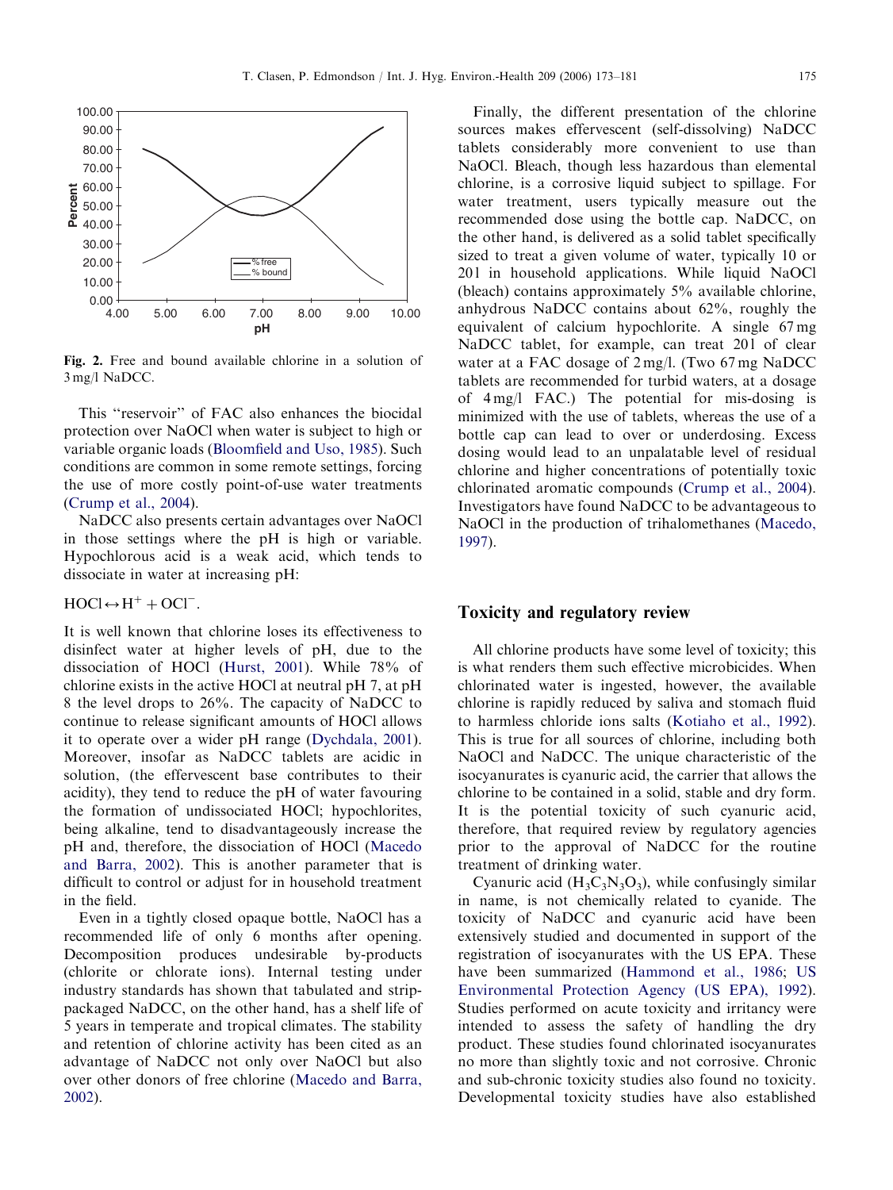Fig. 2. Free and bound available chlorine in a solution of 3 mg/l NaDCC.

This "reservoir" of FAC also enhances the biocidal protection over NaOCl when water is subject to high or variable organic loads (Bloomfield and Uso, 1985). Such conditions are common in some remote settings, forcing the use of more costly point-of-use water treatments (Crump et al., 2004).

NaDCC also presents certain advantages over NaOCl in those settings where the pH is high or variable. Hypochlorous acid is a weak acid, which tends to dissociate in water at increasing pH:

$$HOCl \leftrightarrow H^+ + OCl^-.$$

It is well known that chlorine loses its effectiveness to disinfect water at higher levels of pH, due to the dissociation of HOCl (Hurst, 2001). While 78% of chlorine exists in the active HOCl at neutral pH 7, at pH 8 the level drops to 26%. The capacity of NaDCC to continue to release significant amounts of HOCl allows it to operate over a wider pH range (Dychdala, 2001). Moreover, insofar as NaDCC tablets are acidic in solution, (the effervescent base contributes to their acidity), they tend to reduce the pH of water favouring the formation of undissociated HOCl; hypochlorites, being alkaline, tend to disadvantageously increase the pH and, therefore, the dissociation of HOCl (Macedo and Barra, 2002). This is another parameter that is difficult to control or adjust for in household treatment in the field.

Even in a tightly closed opaque bottle, NaOCl has a recommended life of only 6 months after opening. Decomposition produces undesirable by-products (chlorite or chlorate ions). Internal testing under industry standards has shown that tabulated and strip-packaged NaDCC, on the other hand, has a shelf life of 5 years in temperate and tropical climates. The stability and retention of chlorine activity has been cited as an advantage of NaDCC not only over NaOCl but also over other donors of free chlorine (Macedo and Barra, 2002).

Finally, the different presentation of the chlorine sources makes effervescent (self-dissolving) NaDCC tablets considerably more convenient to use than NaOCl. Bleach, though less hazardous than elemental chlorine, is a corrosive liquid subject to spillage. For water treatment, users typically measure out the recommended dose using the bottle cap. NaDCC, on the other hand, is delivered as a solid tablet specifically sized to treat a given volume of water, typically 10 or 20 l in household applications. While liquid NaOCl (bleach) contains approximately 5% available chlorine, anhydrous NaDCC contains about 62%, roughly the equivalent of calcium hypochlorite. A single 67 mg NaDCC tablet, for example, can treat 20 l of clear water at a FAC dosage of 2 mg/l. (Two 67 mg NaDCC tablets are recommended for turbid waters, at a dosage of 4 mg/l FAC.) The potential for mis-dosing is minimized with the use of tablets, whereas the use of a bottle cap can lead to over or underdosing. Excess dosing would lead to an unpalatable level of residual chlorine and higher concentrations of potentially toxic chlorinated aromatic compounds (Crump et al., 2004). Investigators have found NaDCC to be advantageous to NaOCl in the production of trihalomethanes (Macedo, 1997).

## Toxicity and regulatory review

All chlorine products have some level of toxicity; this is what renders them such effective microbicides. When chlorinated water is ingested, however, the available chlorine is rapidly reduced by saliva and stomach fluid to harmless chloride ions salts (Kotiaho et al., 1992). This is true for all sources of chlorine, including both NaOCl and NaDCC. The unique characteristic of the isocyanurates is cyanuric acid, the carrier that allows the chlorine to be contained in a solid, stable and dry form. It is the potential toxicity of such cyanuric acid, therefore, that required review by regulatory agencies prior to the approval of NaDCC for the routine treatment of drinking water.

Cyanuric acid ($H_3C_3N_3O_3$), while confusingly similar in name, is not chemically related to cyanide. The toxicity of NaDCC and cyanuric acid have been extensively studied and documented in support of the registration of isocyanurates with the US EPA. These have been summarized (Hammond et al., 1986; US Environmental Protection Agency (US EPA), 1992). Studies performed on acute toxicity and irritancy were intended to assess the safety of handling the dry product. These studies found chlorinated isocyanurates no more than slightly toxic and not corrosive. Chronic and sub-chronic toxicity studies also found no toxicity. Developmental toxicity studies have also established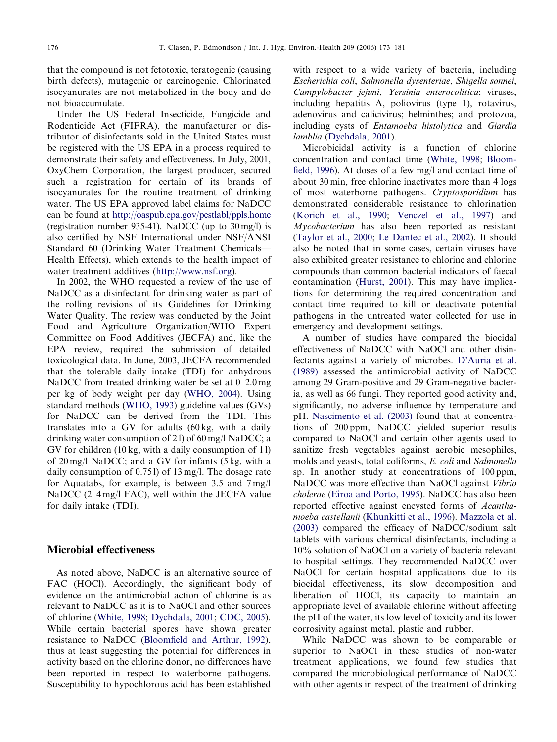that the compound is not fetotoxic, teratogenic (causing birth defects), mutagenic or carcinogenic. Chlorinated isocyanurates are not metabolized in the body and do not bioaccumulate.

Under the US Federal Insecticide, Fungicide and Rodenticide Act (FIFRA), the manufacturer or distributor of disinfectants sold in the United States must be registered with the US EPA in a process required to demonstrate their safety and effectiveness. In July, 2001, OxyChem Corporation, the largest producer, secured such a registration for certain of its brands of isocyanurates for the routine treatment of drinking water. The US EPA approved label claims for NaDCC can be found at http://oaspub.epa.gov/pestlabl/ppls.home (registration number 935-41). NaDCC (up to 30 mg/l) is also certified by NSF International under NSF/ANSI Standard 60 (Drinking Water Treatment Chemicals—Health Effects), which extends to the health impact of water treatment additives (http://www.nsf.org).

In 2002, the WHO requested a review of the use of NaDCC as a disinfectant for drinking water as part of the rolling revisions of its Guidelines for Drinking Water Quality. The review was conducted by the Joint Food and Agriculture Organization/WHO Expert Committee on Food Additives (JECFA) and, like the EPA review, required the submission of detailed toxicological data. In June, 2003, JECFA recommended that the tolerable daily intake (TDI) for anhydrous NaDCC from treated drinking water be set at 0–2.0 mg per kg of body weight per day (WHO, 2004). Using standard methods (WHO, 1993) guideline values (GVs) for NaDCC can be derived from the TDI. This translates into a GV for adults (60 kg, with a daily drinking water consumption of 2 l) of 60 mg/l NaDCC; a GV for children (10 kg, with a daily consumption of 1 l) of 20 mg/l NaDCC; and a GV for infants (5 kg, with a daily consumption of 0.75 l) of 13 mg/l. The dosage rate for Aquatabs, for example, is between 3.5 and 7 mg/l NaDCC (2–4 mg/l FAC), well within the JECFA value for daily intake (TDI).

## Microbial effectiveness

As noted above, NaDCC is an alternative source of FAC (HOCl). Accordingly, the significant body of evidence on the antimicrobial action of chlorine is as relevant to NaDCC as it is to NaOCl and other sources of chlorine (White, 1998; Dychdala, 2001; CDC, 2005). While certain bacterial spores have shown greater resistance to NaDCC (Bloomfield and Arthur, 1992), thus at least suggesting the potential for differences in activity based on the chlorine donor, no differences have been reported in respect to waterborne pathogens. Susceptibility to hypochlorous acid has been established with respect to a wide variety of bacteria, including *Escherichia coli*, *Salmonella dysenteriae*, *Shigella sonnei*, *Campylobacter jejuni*, *Yersinia enterocolitica*; viruses, including hepatitis A, poliovirus (type 1), rotavirus, adenovirus and calicivirus; helminthes; and protozoa, including cysts of *Entamoeba histolytica* and *Giardia lamblia* (Dychdala, 2001).

Microbicidal activity is a function of chlorine concentration and contact time (White, 1998; Bloomfield, 1996). At doses of a few mg/l and contact time of about 30 min, free chlorine inactivates more than 4 logs of most waterborne pathogens. *Cryptosporidium* has demonstrated considerable resistance to chlorination (Korich et al., 1990; Venczel et al., 1997) and *Mycobacterium* has also been reported as resistant (Taylor et al., 2000; Le Dantec et al., 2002). It should also be noted that in some cases, certain viruses have also exhibited greater resistance to chlorine and chlorine compounds than common bacterial indicators of faecal contamination (Hurst, 2001). This may have implications for determining the required concentration and contact time required to kill or deactivate potential pathogens in the untreated water collected for use in emergency and development settings.

A number of studies have compared the biocidal effectiveness of NaDCC with NaOCl and other disinfectants against a variety of microbes. D'Auria et al. (1989) assessed the antimicrobial activity of NaDCC among 29 Gram-positive and 29 Gram-negative bacteria, as well as 66 fungi. They reported good activity and, significantly, no adverse influence by temperature and pH. Nascimento et al. (2003) found that at concentrations of 200 ppm, NaDCC yielded superior results compared to NaOCl and certain other agents used to sanitize fresh vegetables against aerobic mesophiles, molds and yeasts, total coliforms, *E. coli* and *Salmonella* sp. In another study at concentrations of 100 ppm, NaDCC was more effective than NaOCl against *Vibrio cholerae* (Eiroa and Porto, 1995). NaDCC has also been reported effective against encysted forms of *Acanthamoeba castellanii* (Khunkitti et al., 1996). Mazzola et al. (2003) compared the efficacy of NaDCC/sodium salt tablets with various chemical disinfectants, including a 10% solution of NaOCl on a variety of bacteria relevant to hospital settings. They recommended NaDCC over NaOCl for certain hospital applications due to its biocidal effectiveness, its slow decomposition and liberation of HOCl, its capacity to maintain an appropriate level of available chlorine without affecting the pH of the water, its low level of toxicity and its lower corrosivity against metal, plastic and rubber.

While NaDCC was shown to be comparable or superior to NaOCl in these studies of non-water treatment applications, we found few studies that compared the microbiological performance of NaDCC with other agents in respect of the treatment of drinking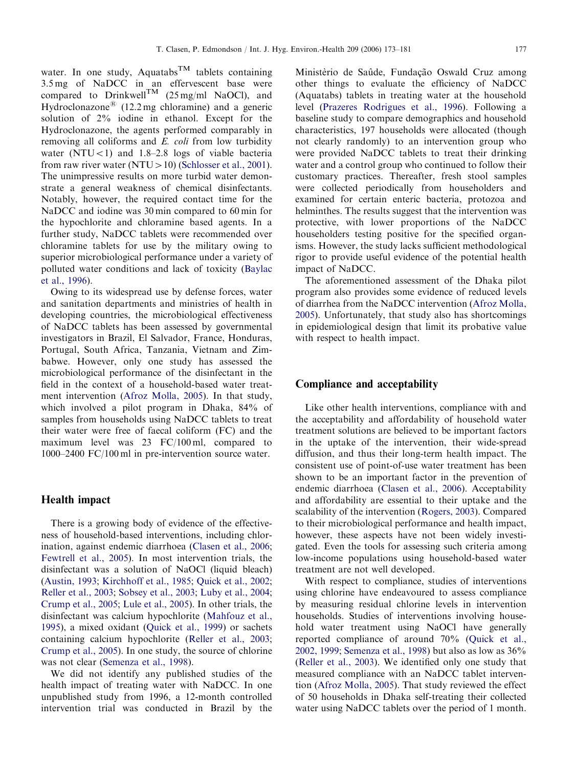water. In one study, Aquatabs™ tablets containing 3.5 mg of NaDCC in an effervescent base were compared to Drinkwell™ (25 mg/ml NaOCl), and Hydroclonazone® (12.2 mg chloramine) and a generic solution of 2% iodine in ethanol. Except for the Hydroclonazone, the agents performed comparably in removing all coliforms and *E. coli* from low turbidity water (NTU < 1) and 1.8–2.8 logs of viable bacteria from raw river water (NTU > 10) (Schlosser et al., 2001). The unimpressive results on more turbid water demonstrate a general weakness of chemical disinfectants. Notably, however, the required contact time for the NaDCC and iodine was 30 min compared to 60 min for the hypochlorite and chloramine based agents. In a further study, NaDCC tablets were recommended over chloramine tablets for use by the military owing to superior microbiological performance under a variety of polluted water conditions and lack of toxicity (Baylac et al., 1996).

Owing to its widespread use by defense forces, water and sanitation departments and ministries of health in developing countries, the microbiological effectiveness of NaDCC tablets has been assessed by governmental investigators in Brazil, El Salvador, France, Honduras, Portugal, South Africa, Tanzania, Vietnam and Zimbabwe. However, only one study has assessed the microbiological performance of the disinfectant in the field in the context of a household-based water treatment intervention (Afroz Molla, 2005). In that study, which involved a pilot program in Dhaka, 84% of samples from households using NaDCC tablets to treat their water were free of faecal coliform (FC) and the maximum level was 23 FC/100 ml, compared to 1000–2400 FC/100 ml in pre-intervention source water.

## Health impact

There is a growing body of evidence of the effectiveness of household-based interventions, including chlorination, against endemic diarrhoea (Clasen et al., 2006; Fewtrell et al., 2005). In most intervention trials, the disinfectant was a solution of NaOCl (liquid bleach) (Austin, 1993; Kirchhoff et al., 1985; Quick et al., 2002; Reller et al., 2003; Sobsey et al., 2003; Luby et al., 2004; Crump et al., 2005; Lule et al., 2005). In other trials, the disinfectant was calcium hypochlorite (Mahfouz et al., 1995), a mixed oxidant (Quick et al., 1999) or sachets containing calcium hypochlorite (Reller et al., 2003; Crump et al., 2005). In one study, the source of chlorine was not clear (Semenza et al., 1998).

We did not identify any published studies of the health impact of treating water with NaDCC. In one unpublished study from 1996, a 12-month controlled intervention trial was conducted in Brazil by the Ministèrio de Saûde, Fundação Oswald Cruz among other things to evaluate the efficiency of NaDCC (Aquatabs) tablets in treating water at the household level (Prazeres Rodrigues et al., 1996). Following a baseline study to compare demographics and household characteristics, 197 households were allocated (though not clearly randomly) to an intervention group who were provided NaDCC tablets to treat their drinking water and a control group who continued to follow their customary practices. Thereafter, fresh stool samples were collected periodically from householders and examined for certain enteric bacteria, protozoa and helminthes. The results suggest that the intervention was protective, with lower proportions of the NaDCC householders testing positive for the specified organisms. However, the study lacks sufficient methodological rigor to provide useful evidence of the potential health impact of NaDCC.

The aforementioned assessment of the Dhaka pilot program also provides some evidence of reduced levels of diarrhea from the NaDCC intervention (Afroz Molla, 2005). Unfortunately, that study also has shortcomings in epidemiological design that limit its probative value with respect to health impact.

## Compliance and acceptability

Like other health interventions, compliance with and the acceptability and affordability of household water treatment solutions are believed to be important factors in the uptake of the intervention, their wide-spread diffusion, and thus their long-term health impact. The consistent use of point-of-use water treatment has been shown to be an important factor in the prevention of endemic diarrhoea (Clasen et al., 2006). Acceptability and affordability are essential to their uptake and the scalability of the intervention (Rogers, 2003). Compared to their microbiological performance and health impact, however, these aspects have not been widely investigated. Even the tools for assessing such criteria among low-income populations using household-based water treatment are not well developed.

With respect to compliance, studies of interventions using chlorine have endeavoured to assess compliance by measuring residual chlorine levels in intervention households. Studies of interventions involving household water treatment using NaOCl have generally reported compliance of around 70% (Quick et al., 2002, 1999; Semenza et al., 1998) but also as low as 36% (Reller et al., 2003). We identified only one study that measured compliance with an NaDCC tablet intervention (Afroz Molla, 2005). That study reviewed the effect of 50 households in Dhaka self-treating their collected water using NaDCC tablets over the period of 1 month.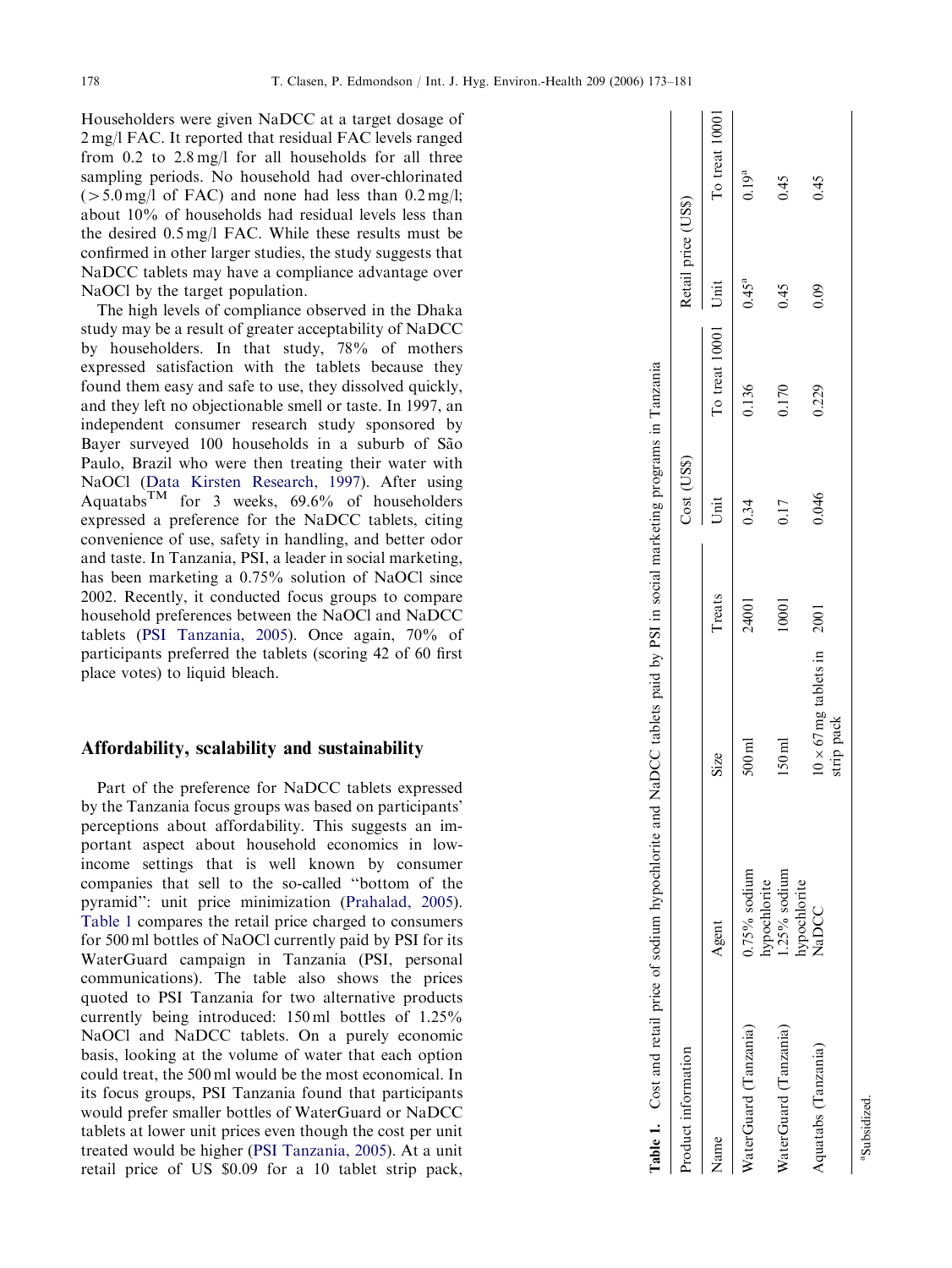Householders were given NaDCC at a target dosage of 2 mg/l FAC. It reported that residual FAC levels ranged from 0.2 to 2.8 mg/l for all households for all three sampling periods. No household had over-chlorinated (>5.0 mg/l of FAC) and none had less than 0.2 mg/l; about 10% of households had residual levels less than the desired 0.5 mg/l FAC. While these results must be confirmed in other larger studies, the study suggests that NaDCC tablets may have a compliance advantage over NaOCl by the target population.

The high levels of compliance observed in the Dhaka study may be a result of greater acceptability of NaDCC by householders. In that study, 78% of mothers expressed satisfaction with the tablets because they found them easy and safe to use, they dissolved quickly, and they left no objectionable smell or taste. In 1997, an independent consumer research study sponsored by Bayer surveyed 100 households in a suburb of São Paulo, Brazil who were then treating their water with NaOCl (Data Kirsten Research, 1997). After using Aquatabs™ for 3 weeks, 69.6% of householders expressed a preference for the NaDCC tablets, citing convenience of use, safety in handling, and better odor and taste. In Tanzania, PSI, a leader in social marketing, has been marketing a 0.75% solution of NaOCl since 2002. Recently, it conducted focus groups to compare household preferences between the NaOCl and NaDCC tablets (PSI Tanzania, 2005). Once again, 70% of participants preferred the tablets (scoring 42 of 60 first place votes) to liquid bleach.

## Affordability, scalability and sustainability

Part of the preference for NaDCC tablets expressed by the Tanzania focus groups was based on participants' perceptions about affordability. This suggests an important aspect about household economics in low-income settings that is well known by consumer companies that sell to the so-called "bottom of the pyramid": unit price minimization (Prahalad, 2005). Table 1 compares the retail price charged to consumers for 500 ml bottles of NaOCl currently paid by PSI for its WaterGuard campaign in Tanzania (PSI, personal communications). The table also shows the prices quoted to PSI Tanzania for two alternative products currently being introduced: 150 ml bottles of 1.25% NaOCl and NaDCC tablets. On a purely economic basis, looking at the volume of water that each option could treat, the 500 ml would be the most economical. In its focus groups, PSI Tanzania found that participants would prefer smaller bottles of WaterGuard or NaDCC tablets at lower unit prices even though the cost per unit treated would be higher (PSI Tanzania, 2005). At a unit retail price of US $0.09 for a 10 tablet strip pack,

**Table 1.** Cost and retail price of sodium hypochlorite and NaDCC tablets paid by PSI in social marketing programs in Tanzania

| Product information | | | | Cost (US$) | | Retail price (US$) | |
|---|---|---|---|---|---|---|---|
| Name | Agent | Size | Treats | Unit | To treat 1000 l | Unit | To treat 1000 l |
| WaterGuard (Tanzania) | 0.75% sodium hypochlorite | 500 ml | 2400 l | 0.34 | 0.136 | 0.45[a] | 0.19[a] |
| WaterGuard (Tanzania) | 1.25% sodium hypochlorite | 150 ml | 1000 l | 0.17 | 0.170 | 0.45 | 0.45 |
| Aquatabs (Tanzania) | NaDCC | 10 × 67 mg tablets in strip pack | 200 l | 0.046 | 0.229 | 0.09 | 0.45 |

[a]Subsidized.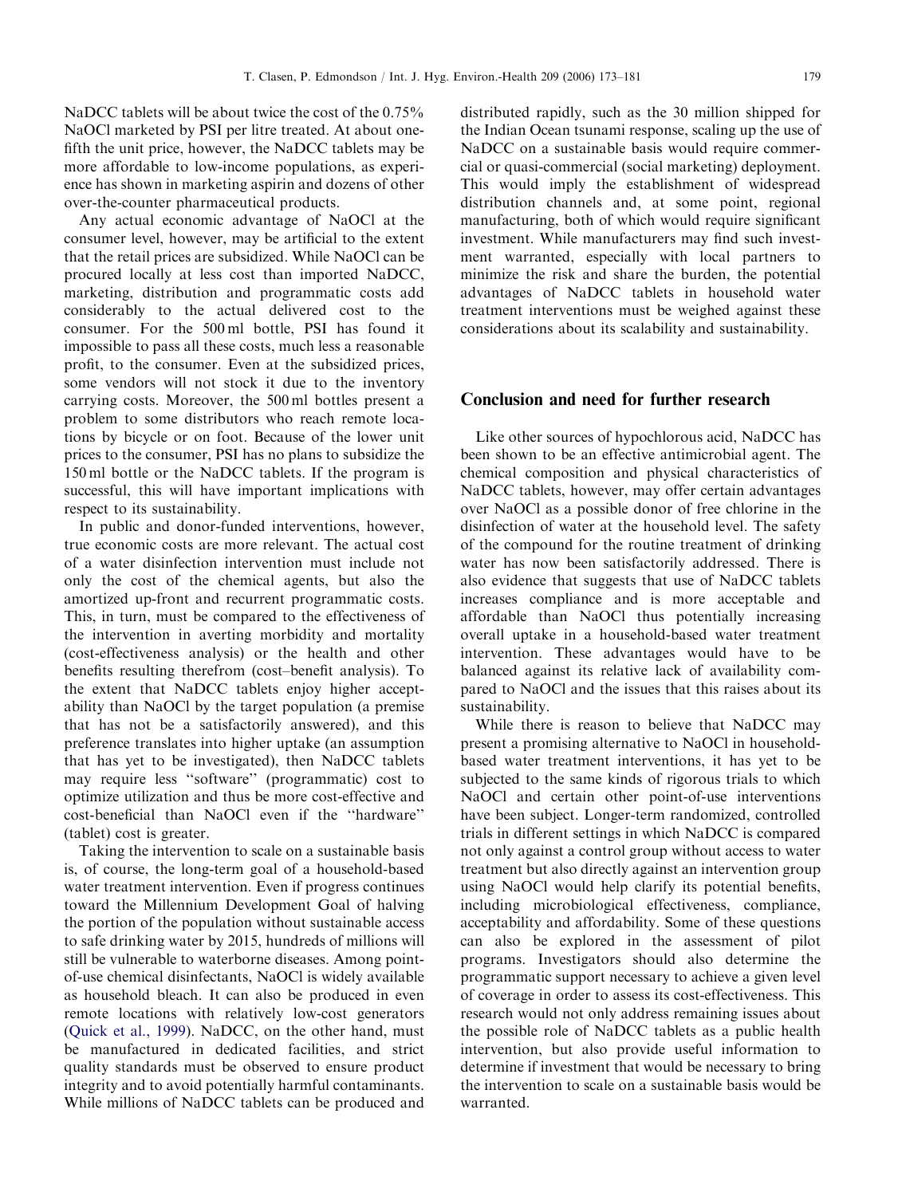NaDCC tablets will be about twice the cost of the 0.75% NaOCl marketed by PSI per litre treated. At about one-fifth the unit price, however, the NaDCC tablets may be more affordable to low-income populations, as experience has shown in marketing aspirin and dozens of other over-the-counter pharmaceutical products.

Any actual economic advantage of NaOCl at the consumer level, however, may be artificial to the extent that the retail prices are subsidized. While NaOCl can be procured locally at less cost than imported NaDCC, marketing, distribution and programmatic costs add considerably to the actual delivered cost to the consumer. For the 500 ml bottle, PSI has found it impossible to pass all these costs, much less a reasonable profit, to the consumer. Even at the subsidized prices, some vendors will not stock it due to the inventory carrying costs. Moreover, the 500 ml bottles present a problem to some distributors who reach remote locations by bicycle or on foot. Because of the lower unit prices to the consumer, PSI has no plans to subsidize the 150 ml bottle or the NaDCC tablets. If the program is successful, this will have important implications with respect to its sustainability.

In public and donor-funded interventions, however, true economic costs are more relevant. The actual cost of a water disinfection intervention must include not only the cost of the chemical agents, but also the amortized up-front and recurrent programmatic costs. This, in turn, must be compared to the effectiveness of the intervention in averting morbidity and mortality (cost-effectiveness analysis) or the health and other benefits resulting therefrom (cost–benefit analysis). To the extent that NaDCC tablets enjoy higher acceptability than NaOCl by the target population (a premise that has not be a satisfactorily answered), and this preference translates into higher uptake (an assumption that has yet to be investigated), then NaDCC tablets may require less ''software'' (programmatic) cost to optimize utilization and thus be more cost-effective and cost-beneficial than NaOCl even if the ''hardware'' (tablet) cost is greater.

Taking the intervention to scale on a sustainable basis is, of course, the long-term goal of a household-based water treatment intervention. Even if progress continues toward the Millennium Development Goal of halving the portion of the population without sustainable access to safe drinking water by 2015, hundreds of millions will still be vulnerable to waterborne diseases. Among point-of-use chemical disinfectants, NaOCl is widely available as household bleach. It can also be produced in even remote locations with relatively low-cost generators (Quick et al., 1999). NaDCC, on the other hand, must be manufactured in dedicated facilities, and strict quality standards must be observed to ensure product integrity and to avoid potentially harmful contaminants. While millions of NaDCC tablets can be produced and distributed rapidly, such as the 30 million shipped for the Indian Ocean tsunami response, scaling up the use of NaDCC on a sustainable basis would require commercial or quasi-commercial (social marketing) deployment. This would imply the establishment of widespread distribution channels and, at some point, regional manufacturing, both of which would require significant investment. While manufacturers may find such investment warranted, especially with local partners to minimize the risk and share the burden, the potential advantages of NaDCC tablets in household water treatment interventions must be weighed against these considerations about its scalability and sustainability.

## Conclusion and need for further research

Like other sources of hypochlorous acid, NaDCC has been shown to be an effective antimicrobial agent. The chemical composition and physical characteristics of NaDCC tablets, however, may offer certain advantages over NaOCl as a possible donor of free chlorine in the disinfection of water at the household level. The safety of the compound for the routine treatment of drinking water has now been satisfactorily addressed. There is also evidence that suggests that use of NaDCC tablets increases compliance and is more acceptable and affordable than NaOCl thus potentially increasing overall uptake in a household-based water treatment intervention. These advantages would have to be balanced against its relative lack of availability compared to NaOCl and the issues that this raises about its sustainability.

While there is reason to believe that NaDCC may present a promising alternative to NaOCl in household-based water treatment interventions, it has yet to be subjected to the same kinds of rigorous trials to which NaOCl and certain other point-of-use interventions have been subject. Longer-term randomized, controlled trials in different settings in which NaDCC is compared not only against a control group without access to water treatment but also directly against an intervention group using NaOCl would help clarify its potential benefits, including microbiological effectiveness, compliance, acceptability and affordability. Some of these questions can also be explored in the assessment of pilot programs. Investigators should also determine the programmatic support necessary to achieve a given level of coverage in order to assess its cost-effectiveness. This research would not only address remaining issues about the possible role of NaDCC tablets as a public health intervention, but also provide useful information to determine if investment that would be necessary to bring the intervention to scale on a sustainable basis would be warranted.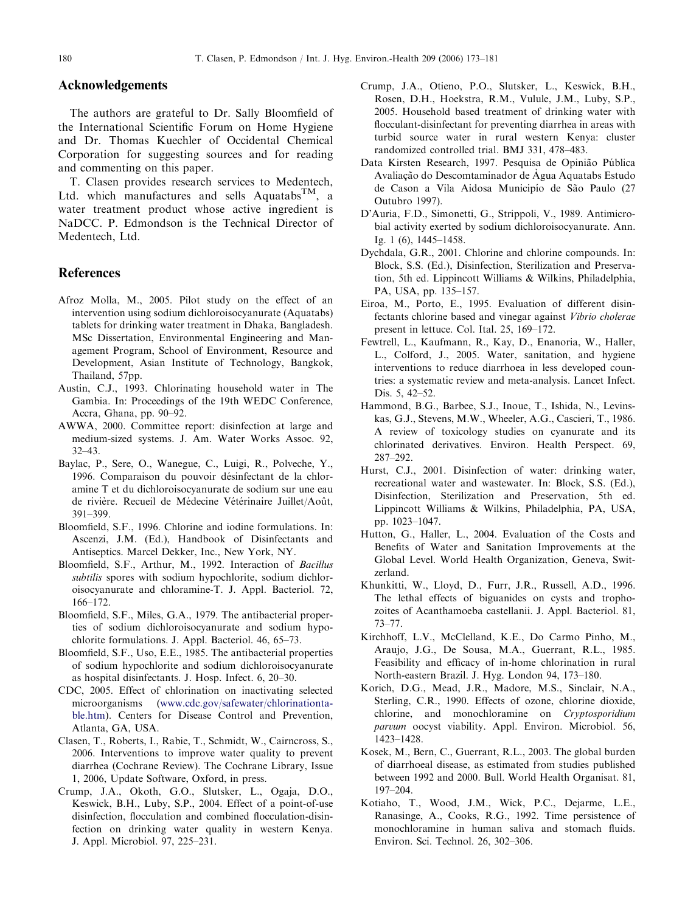## Acknowledgements

The authors are grateful to Dr. Sally Bloomfield of the International Scientific Forum on Home Hygiene and Dr. Thomas Kuechler of Occidental Chemical Corporation for suggesting sources and for reading and commenting on this paper.

T. Clasen provides research services to Medentech, Ltd. which manufactures and sells Aquatabs™, a water treatment product whose active ingredient is NaDCC. P. Edmondson is the Technical Director of Medentech, Ltd.

## References

- Afroz Molla, M., 2005. Pilot study on the effect of an intervention using sodium dichloroisocyanurate (Aquatabs) tablets for drinking water treatment in Dhaka, Bangladesh. MSc Dissertation, Environmental Engineering and Management Program, School of Environment, Resource and Development, Asian Institute of Technology, Bangkok, Thailand, 57pp.
- Austin, C.J., 1993. Chlorinating household water in The Gambia. In: Proceedings of the 19th WEDC Conference, Accra, Ghana, pp. 90–92.
- AWWA, 2000. Committee report: disinfection at large and medium-sized systems. J. Am. Water Works Assoc. 92, 32–43.
- Baylac, P., Sere, O., Wanegue, C., Luigi, R., Polveche, Y., 1996. Comparaison du pouvoir désinfectant de la chloramine T et du dichloroisocyanurate de sodium sur une eau de rivière. Recueil de Médecine Vétérinaire Juillet/Août, 391–399.
- Bloomfield, S.F., 1996. Chlorine and iodine formulations. In: Ascenzi, J.M. (Ed.), Handbook of Disinfectants and Antiseptics. Marcel Dekker, Inc., New York, NY.
- Bloomfield, S.F., Arthur, M., 1992. Interaction of *Bacillus subtilis* spores with sodium hypochlorite, sodium dichloroisocyanurate and chloramine-T. J. Appl. Bacteriol. 72, 166–172.
- Bloomfield, S.F., Miles, G.A., 1979. The antibacterial properties of sodium dichloroisocyanurate and sodium hypochlorite formulations. J. Appl. Bacteriol. 46, 65–73.
- Bloomfield, S.F., Uso, E.E., 1985. The antibacterial properties of sodium hypochlorite and sodium dichloroisocyanurate as hospital disinfectants. J. Hosp. Infect. 6, 20–30.
- CDC, 2005. Effect of chlorination on inactivating selected microorganisms (www.cdc.gov/safewater/chlorinationtable.htm). Centers for Disease Control and Prevention, Atlanta, GA, USA.
- Clasen, T., Roberts, I., Rabie, T., Schmidt, W., Cairncross, S., 2006. Interventions to improve water quality to prevent diarrhea (Cochrane Review). The Cochrane Library, Issue 1, 2006, Update Software, Oxford, in press.
- Crump, J.A., Okoth, G.O., Slutsker, L., Ogaja, D.O., Keswick, B.H., Luby, S.P., 2004. Effect of a point-of-use disinfection, flocculation and combined flocculation-disinfection on drinking water quality in western Kenya. J. Appl. Microbiol. 97, 225–231.
- Crump, J.A., Otieno, P.O., Slutsker, L., Keswick, B.H., Rosen, D.H., Hoekstra, R.M., Vulule, J.M., Luby, S.P., 2005. Household based treatment of drinking water with flocculant-disinfectant for preventing diarrhea in areas with turbid source water in rural western Kenya: cluster randomized controlled trial. BMJ 331, 478–483.
- Data Kirsten Research, 1997. Pesquisa de Opinião Pública Avaliação do Descomtaminador de Àgua Aquatabs Estudo de Cason a Vila Aidosa Municipio de São Paulo (27 Outubro 1997).
- D'Auria, F.D., Simonetti, G., Strippoli, V., 1989. Antimicrobial activity exerted by sodium dichloroisocyanurate. Ann. Ig. 1 (6), 1445–1458.
- Dychdala, G.R., 2001. Chlorine and chlorine compounds. In: Block, S.S. (Ed.), Disinfection, Sterilization and Preservation, 5th ed. Lippincott Williams & Wilkins, Philadelphia, PA, USA, pp. 135–157.
- Eiroa, M., Porto, E., 1995. Evaluation of different disinfectants chlorine based and vinegar against *Vibrio cholerae* present in lettuce. Col. Ital. 25, 169–172.
- Fewtrell, L., Kaufmann, R., Kay, D., Enanoria, W., Haller, L., Colford, J., 2005. Water, sanitation, and hygiene interventions to reduce diarrhoea in less developed countries: a systematic review and meta-analysis. Lancet Infect. Dis. 5, 42–52.
- Hammond, B.G., Barbee, S.J., Inoue, T., Ishida, N., Levinskas, G.J., Stevens, M.W., Wheeler, A.G., Cascieri, T., 1986. A review of toxicology studies on cyanurate and its chlorinated derivatives. Environ. Health Perspect. 69, 287–292.
- Hurst, C.J., 2001. Disinfection of water: drinking water, recreational water and wastewater. In: Block, S.S. (Ed.), Disinfection, Sterilization and Preservation, 5th ed. Lippincott Williams & Wilkins, Philadelphia, PA, USA, pp. 1023–1047.
- Hutton, G., Haller, L., 2004. Evaluation of the Costs and Benefits of Water and Sanitation Improvements at the Global Level. World Health Organization, Geneva, Switzerland.
- Khunkitti, W., Lloyd, D., Furr, J.R., Russell, A.D., 1996. The lethal effects of biguanides on cysts and trophozoites of Acanthamoeba castellanii. J. Appl. Bacteriol. 81, 73–77.
- Kirchhoff, L.V., McClelland, K.E., Do Carmo Pinho, M., Araujo, J.G., De Sousa, M.A., Guerrant, R.L., 1985. Feasibility and efficacy of in-home chlorination in rural North-eastern Brazil. J. Hyg. London 94, 173–180.
- Korich, D.G., Mead, J.R., Madore, M.S., Sinclair, N.A., Sterling, C.R., 1990. Effects of ozone, chlorine dioxide, chlorine, and monochloramine on *Cryptosporidium parvum* oocyst viability. Appl. Environ. Microbiol. 56, 1423–1428.
- Kosek, M., Bern, C., Guerrant, R.L., 2003. The global burden of diarrhoeal disease, as estimated from studies published between 1992 and 2000. Bull. World Health Organisat. 81, 197–204.
- Kotiaho, T., Wood, J.M., Wick, P.C., Dejarme, L.E., Ranasinge, A., Cooks, R.G., 1992. Time persistence of monochloramine in human saliva and stomach fluids. Environ. Sci. Technol. 26, 302–306.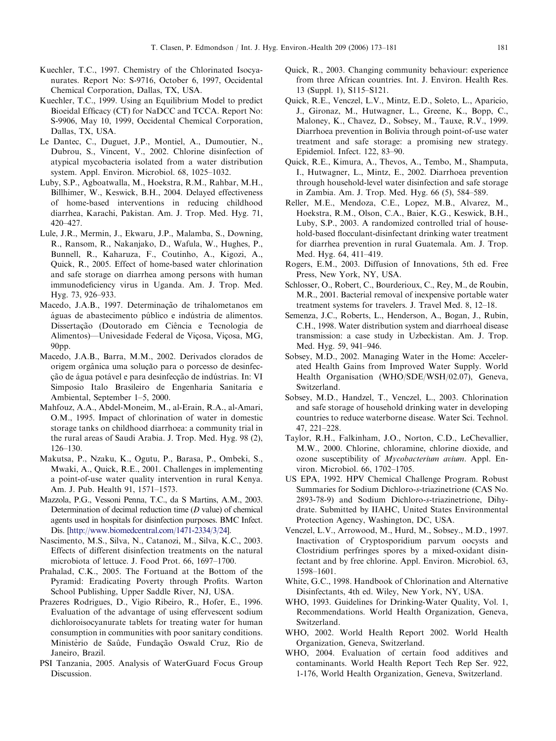Kuechler, T.C., 1997. Chemistry of the Chlorinated Isocyanurates. Report No: S-9716, October 6, 1997, Occidental Chemical Corporation, Dallas, TX, USA.

Kuechler, T.C., 1999. Using an Equilibrium Model to predict Bioeidal Efficacy (CT) for NaDCC and TCCA. Report No: S-9906, May 10, 1999, Occidental Chemical Corporation, Dallas, TX, USA.

Le Dantec, C., Duguet, J.P., Montiel, A., Dumoutier, N., Dubrou, S., Vincent, V., 2002. Chlorine disinfection of atypical mycobacteria isolated from a water distribution system. Appl. Environ. Microbiol. 68, 1025–1032.

Luby, S.P., Agboatwalla, M., Hoekstra, R.M., Rahbar, M.H., Billhimer, W., Keswick, B.H., 2004. Delayed effectiveness of home-based interventions in reducing childhood diarrhea, Karachi, Pakistan. Am. J. Trop. Med. Hyg. 71, 420–427.

Lule, J.R., Mermin, J., Ekwaru, J.P., Malamba, S., Downing, R., Ransom, R., Nakanjako, D., Wafula, W., Hughes, P., Bunnell, R., Kaharuza, F., Coutinho, A., Kigozi, A., Quick, R., 2005. Effect of home-based water chlorination and safe storage on diarrhea among persons with human immunodeficiency virus in Uganda. Am. J. Trop. Med. Hyg. 73, 926–933.

Macedo, J.A.B., 1997. Determinação de trihalometanos em águas de abastecimento público e indústria de alimentos. Dissertação (Doutorado em Ciência e Tecnologia de Alimentos)—Univesidade Federal de Viçosa, Viçosa, MG, 90pp.

Macedo, J.A.B., Barra, M.M., 2002. Derivados clorados de origem orgânica uma solução para o porcesso de desinfecção de água potável e para desinfecção de indústrias. In: VI Simposio Italo Brasileiro de Engenharia Sanitaria e Ambiental, September 1–5, 2000.

Mahfouz, A.A., Abdel-Moneim, M., al-Erain, R.A., al-Amari, O.M., 1995. Impact of chlorination of water in domestic storage tanks on childhood diarrhoea: a community trial in the rural areas of Saudi Arabia. J. Trop. Med. Hyg. 98 (2), 126–130.

Makutsa, P., Nzaku, K., Ogutu, P., Barasa, P., Ombeki, S., Mwaki, A., Quick, R.E., 2001. Challenges in implementing a point-of-use water quality intervention in rural Kenya. Am. J. Pub. Health 91, 1571–1573.

Mazzola, P.G., Vessoni Penna, T.C., da S Martins, A.M., 2003. Determination of decimal reduction time (*D* value) of chemical agents used in hospitals for disinfection purposes. BMC Infect. Dis. [http://www.biomedcentral.com/1471-2334/3/24].

Nascimento, M.S., Silva, N., Catanozi, M., Silva, K.C., 2003. Effects of different disinfection treatments on the natural microbiota of lettuce. J. Food Prot. 66, 1697–1700.

Prahalad, C.K., 2005. The Fortuand at the Bottom of the Pyramid: Eradicating Poverty through Profits. Warton School Publishing, Upper Saddle River, NJ, USA.

Prazeres Rodrigues, D., Vigio Ribeiro, R., Hofer, E., 1996. Evaluation of the advantage of using effervescent sodium dichloroisocyanurate tablets for treating water for human consumption in communities with poor sanitary conditions. Ministèrio de Saûde, Fundação Oswald Cruz, Rio de Janeiro, Brazil.

PSI Tanzania, 2005. Analysis of WaterGuard Focus Group Discussion.

Quick, R., 2003. Changing community behaviour: experience from three African countries. Int. J. Environ. Health Res. 13 (Suppl. 1), S115–S121.

Quick, R.E., Venczel, L.V., Mintz, E.D., Soleto, L., Aparicio, J., Gironaz, M., Hutwagner, L., Greene, K., Bopp, C., Maloney, K., Chavez, D., Sobsey, M., Tauxe, R.V., 1999. Diarrhoea prevention in Bolivia through point-of-use water treatment and safe storage: a promising new strategy. Epidemiol. Infect. 122, 83–90.

Quick, R.E., Kimura, A., Thevos, A., Tembo, M., Shamputa, I., Hutwagner, L., Mintz, E., 2002. Diarrhoea prevention through household-level water disinfection and safe storage in Zambia. Am. J. Trop. Med. Hyg. 66 (5), 584–589.

Reller, M.E., Mendoza, C.E., Lopez, M.B., Alvarez, M., Hoekstra, R.M., Olson, C.A., Baier, K.G., Keswick, B.H., Luby, S.P., 2003. A randomized controlled trial of household-based flocculant-disinfectant drinking water treatment for diarrhea prevention in rural Guatemala. Am. J. Trop. Med. Hyg. 64, 411–419.

Rogers, E.M., 2003. Diffusion of Innovations, 5th ed. Free Press, New York, NY, USA.

Schlosser, O., Robert, C., Bourderioux, C., Rey, M., de Roubin, M.R., 2001. Bacterial removal of inexpensive portable water treatment systems for travelers. J. Travel Med. 8, 12–18.

Semenza, J.C., Roberts, L., Henderson, A., Bogan, J., Rubin, C.H., 1998. Water distribution system and diarrhoeal disease transmission: a case study in Uzbeckistan. Am. J. Trop. Med. Hyg. 59, 941–946.

Sobsey, M.D., 2002. Managing Water in the Home: Accelerated Health Gains from Improved Water Supply. World Health Organisation (WHO/SDE/WSH/02.07), Geneva, Switzerland.

Sobsey, M.D., Handzel, T., Venczel, L., 2003. Chlorination and safe storage of household drinking water in developing countries to reduce waterborne disease. Water Sci. Technol. 47, 221–228.

Taylor, R.H., Falkinham, J.O., Norton, C.D., LeChevallier, M.W., 2000. Chlorine, chloramine, chlorine dioxide, and ozone susceptibility of *Mycobacterium avium*. Appl. Environ. Microbiol. 66, 1702–1705.

US EPA, 1992. HPV Chemical Challenge Program. Robust Summaries for Sodium Dichloro-*s*-triazinetrione (CAS No. 2893-78-9) and Sodium Dichloro-*s*-triazinetrione, Dihydrate. Submitted by IIAHC, United States Environmental Protection Agency, Washington, DC, USA.

Venczel, L.V., Arrowood, M., Hurd, M., Sobsey., M.D., 1997. Inactivation of Cryptosporidium parvum oocysts and Clostridium perfringes spores by a mixed-oxidant disinfectant and by free chlorine. Appl. Environ. Microbiol. 63, 1598–1601.

White, G.C., 1998. Handbook of Chlorination and Alternative Disinfectants, 4th ed. Wiley, New York, NY, USA.

WHO, 1993. Guidelines for Drinking-Water Quality, Vol. 1, Recommendations. World Health Organization, Geneva, Switzerland.

WHO, 2002. World Health Report 2002. World Health Organization, Geneva, Switzerland.

WHO, 2004. Evaluation of certain food additives and contaminants. World Health Report Tech Rep Ser. 922, 1-176, World Health Organization, Geneva, Switzerland.